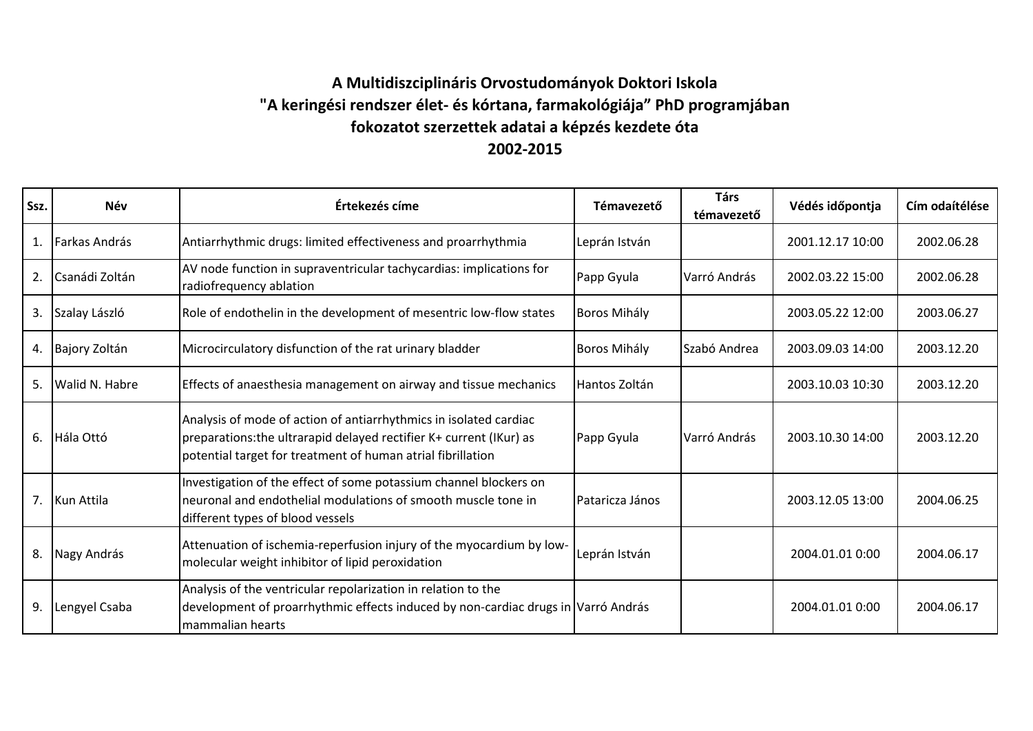# A Multidiszciplináris Orvostudományok Doktori Iskola
# "A keringési rendszer élet- és kórtana, farmakológiája" PhD programjában
# fokozatot szerzettek adatai a képzés kezdete óta
# 2002-2015

| Ssz. | Név | Értekezés címe | Témavezető | Társ témavezető | Védés időpontja | Cím odaítélése |
|---|---|---|---|---|---|---|
| 1. | Farkas András | Antiarrhythmic drugs: limited effectiveness and proarrhythmia | Leprán István | | 2001.12.17 10:00 | 2002.06.28 |
| 2. | Csanádi Zoltán | AV node function in supraventricular tachycardias: implications for radiofrequency ablation | Papp Gyula | Varró András | 2002.03.22 15:00 | 2002.06.28 |
| 3. | Szalay László | Role of endothelin in the development of mesentric low-flow states | Boros Mihály | | 2003.05.22 12:00 | 2003.06.27 |
| 4. | Bajory Zoltán | Microcirculatory disfunction of the rat urinary bladder | Boros Mihály | Szabó Andrea | 2003.09.03 14:00 | 2003.12.20 |
| 5. | Walid N. Habre | Effects of anaesthesia management on airway and tissue mechanics | Hantos Zoltán | | 2003.10.03 10:30 | 2003.12.20 |
| 6. | Hála Ottó | Analysis of mode of action of antiarrhythmics in isolated cardiac preparations:the ultrarapid delayed rectifier K+ current (IKur) as potential target for treatment of human atrial fibrillation | Papp Gyula | Varró András | 2003.10.30 14:00 | 2003.12.20 |
| 7. | Kun Attila | Investigation of the effect of some potassium channel blockers on neuronal and endothelial modulations of smooth muscle tone in different types of blood vessels | Pataricza János | | 2003.12.05 13:00 | 2004.06.25 |
| 8. | Nagy András | Attenuation of ischemia-reperfusion injury of the myocardium by low-molecular weight inhibitor of lipid peroxidation | Leprán István | | 2004.01.01 0:00 | 2004.06.17 |
| 9. | Lengyel Csaba | Analysis of the ventricular repolarization in relation to the development of proarrhythmic effects induced by non-cardiac drugs in mammalian hearts | Varró András | | 2004.01.01 0:00 | 2004.06.17 |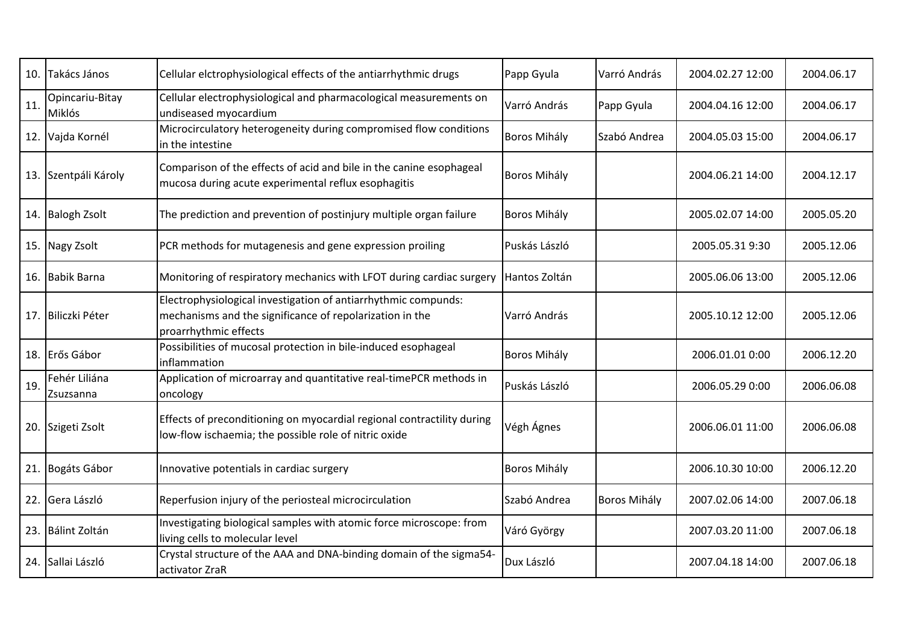| | | | | | | |
|---|---|---|---|---|---|---|
| 10. | Takács János | Cellular elctrophysiological effects of the antiarrhythmic drugs | Papp Gyula | Varró András | 2004.02.27 12:00 | 2004.06.17 |
| 11. | Opincariu-Bitay Miklós | Cellular electrophysiological and pharmacological measurements on undiseased myocardium | Varró András | Papp Gyula | 2004.04.16 12:00 | 2004.06.17 |
| 12. | Vajda Kornél | Microcirculatory heterogeneity during compromised flow conditions in the intestine | Boros Mihály | Szabó Andrea | 2004.05.03 15:00 | 2004.06.17 |
| 13. | Szentpáli Károly | Comparison of the effects of acid and bile in the canine esophageal mucosa during acute experimental reflux esophagitis | Boros Mihály | | 2004.06.21 14:00 | 2004.12.17 |
| 14. | Balogh Zsolt | The prediction and prevention of postinjury multiple organ failure | Boros Mihály | | 2005.02.07 14:00 | 2005.05.20 |
| 15. | Nagy Zsolt | PCR methods for mutagenesis and gene expression proiling | Puskás László | | 2005.05.31 9:30 | 2005.12.06 |
| 16. | Babik Barna | Monitoring of respiratory mechanics with LFOT during cardiac surgery | Hantos Zoltán | | 2005.06.06 13:00 | 2005.12.06 |
| 17. | Biliczki Péter | Electrophysiological investigation of antiarrhythmic compunds: mechanisms and the significance of repolarization in the proarrhythmic effects | Varró András | | 2005.10.12 12:00 | 2005.12.06 |
| 18. | Erős Gábor | Possibilities of mucosal protection in bile-induced esophageal inflammation | Boros Mihály | | 2006.01.01 0:00 | 2006.12.20 |
| 19. | Fehér Liliána Zsuzsanna | Application of microarray and quantitative real-timePCR methods in oncology | Puskás László | | 2006.05.29 0:00 | 2006.06.08 |
| 20. | Szigeti Zsolt | Effects of preconditioning on myocardial regional contractility during low-flow ischaemia; the possible role of nitric oxide | Végh Ágnes | | 2006.06.01 11:00 | 2006.06.08 |
| 21. | Bogáts Gábor | Innovative potentials in cardiac surgery | Boros Mihály | | 2006.10.30 10:00 | 2006.12.20 |
| 22. | Gera László | Reperfusion injury of the periosteal microcirculation | Szabó Andrea | Boros Mihály | 2007.02.06 14:00 | 2007.06.18 |
| 23. | Bálint Zoltán | Investigating biological samples with atomic force microscope: from living cells to molecular level | Váró György | | 2007.03.20 11:00 | 2007.06.18 |
| 24. | Sallai László | Crystal structure of the AAA and DNA-binding domain of the sigma54-activator ZraR | Dux László | | 2007.04.18 14:00 | 2007.06.18 |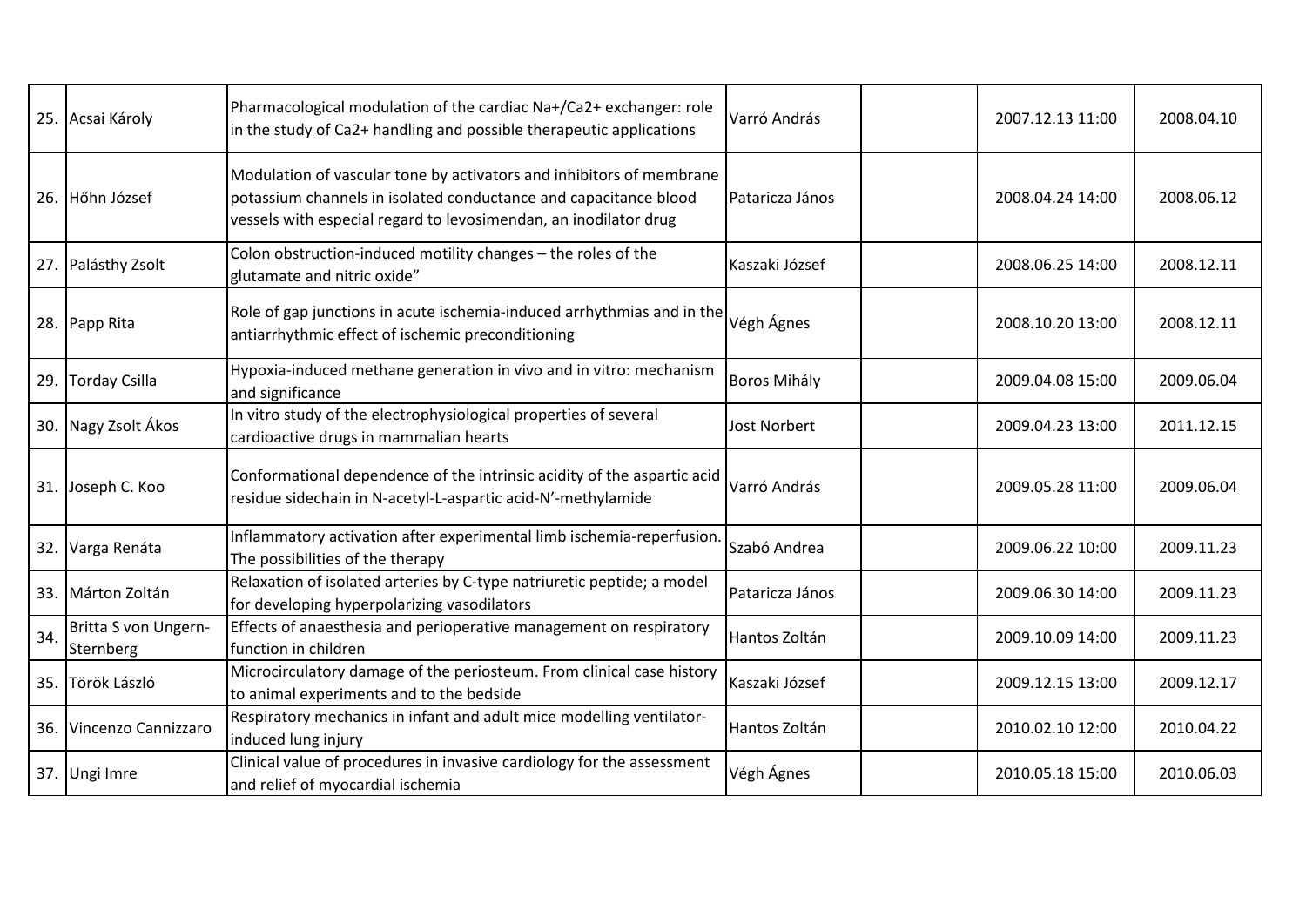| | | | | | | |
|---|---|---|---|---|---|---|
| 25. | Acsai Károly | Pharmacological modulation of the cardiac Na+/Ca2+ exchanger: role in the study of Ca2+ handling and possible therapeutic applications | Varró András | | 2007.12.13 11:00 | 2008.04.10 |
| 26. | Hőhn József | Modulation of vascular tone by activators and inhibitors of membrane potassium channels in isolated conductance and capacitance blood vessels with especial regard to levosimendan, an inodilator drug | Pataricza János | | 2008.04.24 14:00 | 2008.06.12 |
| 27. | Palásthy Zsolt | Colon obstruction-induced motility changes – the roles of the glutamate and nitric oxide” | Kaszaki József | | 2008.06.25 14:00 | 2008.12.11 |
| 28. | Papp Rita | Role of gap junctions in acute ischemia-induced arrhythmias and in the antiarrhythmic effect of ischemic preconditioning | Végh Ágnes | | 2008.10.20 13:00 | 2008.12.11 |
| 29. | Torday Csilla | Hypoxia-induced methane generation in vivo and in vitro: mechanism and significance | Boros Mihály | | 2009.04.08 15:00 | 2009.06.04 |
| 30. | Nagy Zsolt Ákos | In vitro study of the electrophysiological properties of several cardioactive drugs in mammalian hearts | Jost Norbert | | 2009.04.23 13:00 | 2011.12.15 |
| 31. | Joseph C. Koo | Conformational dependence of the intrinsic acidity of the aspartic acid residue sidechain in N-acetyl-L-aspartic acid-N’-methylamide | Varró András | | 2009.05.28 11:00 | 2009.06.04 |
| 32. | Varga Renáta | Inflammatory activation after experimental limb ischemia-reperfusion. The possibilities of the therapy | Szabó Andrea | | 2009.06.22 10:00 | 2009.11.23 |
| 33. | Márton Zoltán | Relaxation of isolated arteries by C-type natriuretic peptide; a model for developing hyperpolarizing vasodilators | Pataricza János | | 2009.06.30 14:00 | 2009.11.23 |
| 34. | Britta S von Ungern-Sternberg | Effects of anaesthesia and perioperative management on respiratory function in children | Hantos Zoltán | | 2009.10.09 14:00 | 2009.11.23 |
| 35. | Török László | Microcirculatory damage of the periosteum. From clinical case history to animal experiments and to the bedside | Kaszaki József | | 2009.12.15 13:00 | 2009.12.17 |
| 36. | Vincenzo Cannizzaro | Respiratory mechanics in infant and adult mice modelling ventilator-induced lung injury | Hantos Zoltán | | 2010.02.10 12:00 | 2010.04.22 |
| 37. | Ungi Imre | Clinical value of procedures in invasive cardiology for the assessment and relief of myocardial ischemia | Végh Ágnes | | 2010.05.18 15:00 | 2010.06.03 |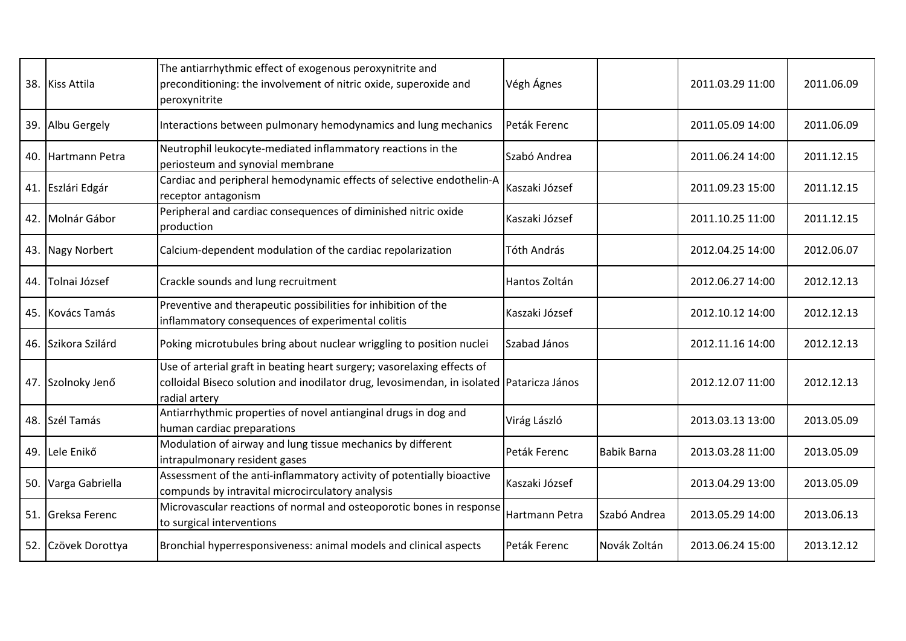| | | | | | | |
|---|---|---|---|---|---|---|
| 38. | Kiss Attila | The antiarrhythmic effect of exogenous peroxynitrite and preconditioning: the involvement of nitric oxide, superoxide and peroxynitrite | Végh Ágnes | | 2011.03.29 11:00 | 2011.06.09 |
| 39. | Albu Gergely | Interactions between pulmonary hemodynamics and lung mechanics | Peták Ferenc | | 2011.05.09 14:00 | 2011.06.09 |
| 40. | Hartmann Petra | Neutrophil leukocyte-mediated inflammatory reactions in the periosteum and synovial membrane | Szabó Andrea | | 2011.06.24 14:00 | 2011.12.15 |
| 41. | Eszlári Edgár | Cardiac and peripheral hemodynamic effects of selective endothelin-A receptor antagonism | Kaszaki József | | 2011.09.23 15:00 | 2011.12.15 |
| 42. | Molnár Gábor | Peripheral and cardiac consequences of diminished nitric oxide production | Kaszaki József | | 2011.10.25 11:00 | 2011.12.15 |
| 43. | Nagy Norbert | Calcium-dependent modulation of the cardiac repolarization | Tóth András | | 2012.04.25 14:00 | 2012.06.07 |
| 44. | Tolnai József | Crackle sounds and lung recruitment | Hantos Zoltán | | 2012.06.27 14:00 | 2012.12.13 |
| 45. | Kovács Tamás | Preventive and therapeutic possibilities for inhibition of the inflammatory consequences of experimental colitis | Kaszaki József | | 2012.10.12 14:00 | 2012.12.13 |
| 46. | Szikora Szilárd | Poking microtubules bring about nuclear wriggling to position nuclei | Szabad János | | 2012.11.16 14:00 | 2012.12.13 |
| 47. | Szolnoky Jenő | Use of arterial graft in beating heart surgery; vasorelaxing effects of colloidal Biseco solution and inodilator drug, levosimendan, in isolated radial artery | Pataricza János | | 2012.12.07 11:00 | 2012.12.13 |
| 48. | Szél Tamás | Antiarrhythmic properties of novel antianginal drugs in dog and human cardiac preparations | Virág László | | 2013.03.13 13:00 | 2013.05.09 |
| 49. | Lele Enikő | Modulation of airway and lung tissue mechanics by different intrapulmonary resident gases | Peták Ferenc | Babik Barna | 2013.03.28 11:00 | 2013.05.09 |
| 50. | Varga Gabriella | Assessment of the anti-inflammatory activity of potentially bioactive compunds by intravital microcirculatory analysis | Kaszaki József | | 2013.04.29 13:00 | 2013.05.09 |
| 51. | Greksa Ferenc | Microvascular reactions of normal and osteoporotic bones in response to surgical interventions | Hartmann Petra | Szabó Andrea | 2013.05.29 14:00 | 2013.06.13 |
| 52. | Czövek Dorottya | Bronchial hyperresponsiveness: animal models and clinical aspects | Peták Ferenc | Novák Zoltán | 2013.06.24 15:00 | 2013.12.12 |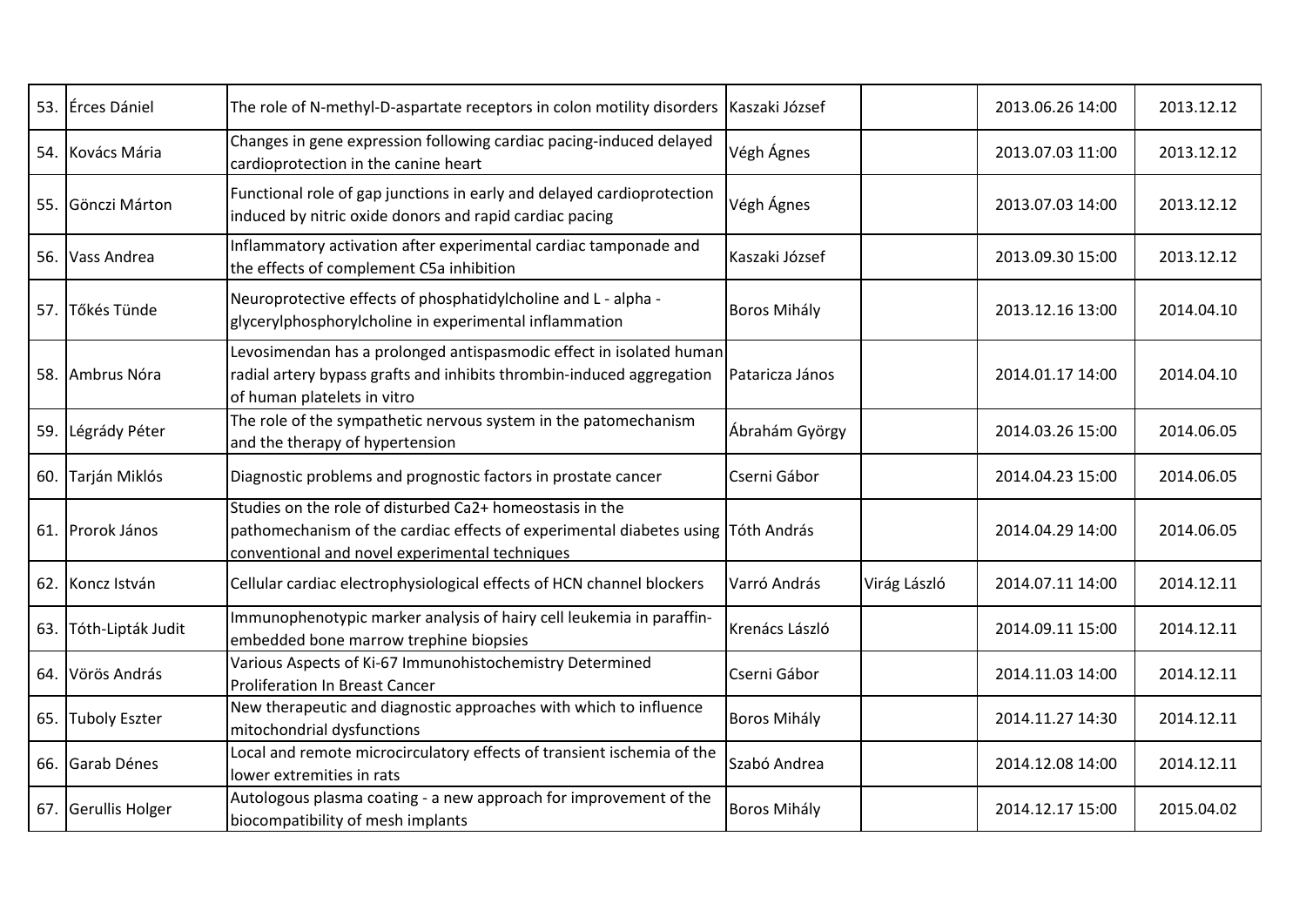| | | | | | | |
|---|---|---|---|---|---|---|
| 53. | Érces Dániel | The role of N-methyl-D-aspartate receptors in colon motility disorders | Kaszaki József | | 2013.06.26 14:00 | 2013.12.12 |
| 54. | Kovács Mária | Changes in gene expression following cardiac pacing-induced delayed cardioprotection in the canine heart | Végh Ágnes | | 2013.07.03 11:00 | 2013.12.12 |
| 55. | Gönczi Márton | Functional role of gap junctions in early and delayed cardioprotection induced by nitric oxide donors and rapid cardiac pacing | Végh Ágnes | | 2013.07.03 14:00 | 2013.12.12 |
| 56. | Vass Andrea | Inflammatory activation after experimental cardiac tamponade and the effects of complement C5a inhibition | Kaszaki József | | 2013.09.30 15:00 | 2013.12.12 |
| 57. | Tőkés Tünde | Neuroprotective effects of phosphatidylcholine and L - alpha - glycerylphosphorylcholine in experimental inflammation | Boros Mihály | | 2013.12.16 13:00 | 2014.04.10 |
| 58. | Ambrus Nóra | Levosimendan has a prolonged antispasmodic effect in isolated human radial artery bypass grafts and inhibits thrombin-induced aggregation of human platelets in vitro | Pataricza János | | 2014.01.17 14:00 | 2014.04.10 |
| 59. | Légrády Péter | The role of the sympathetic nervous system in the patomechanism and the therapy of hypertension | Ábrahám György | | 2014.03.26 15:00 | 2014.06.05 |
| 60. | Tarján Miklós | Diagnostic problems and prognostic factors in prostate cancer | Cserni Gábor | | 2014.04.23 15:00 | 2014.06.05 |
| 61. | Prorok János | Studies on the role of disturbed $Ca^{2+}$ homeostasis in the pathomechanism of the cardiac effects of experimental diabetes using conventional and novel experimental techniques | Tóth András | | 2014.04.29 14:00 | 2014.06.05 |
| 62. | Koncz István | Cellular cardiac electrophysiological effects of HCN channel blockers | Varró András | Virág László | 2014.07.11 14:00 | 2014.12.11 |
| 63. | Tóth-Lipták Judit | Immunophenotypic marker analysis of hairy cell leukemia in paraffin-embedded bone marrow trephine biopsies | Krenács László | | 2014.09.11 15:00 | 2014.12.11 |
| 64. | Vörös András | Various Aspects of Ki-67 Immunohistochemistry Determined Proliferation In Breast Cancer | Cserni Gábor | | 2014.11.03 14:00 | 2014.12.11 |
| 65. | Tuboly Eszter | New therapeutic and diagnostic approaches with which to influence mitochondrial dysfunctions | Boros Mihály | | 2014.11.27 14:30 | 2014.12.11 |
| 66. | Garab Dénes | Local and remote microcirculatory effects of transient ischemia of the lower extremities in rats | Szabó Andrea | | 2014.12.08 14:00 | 2014.12.11 |
| 67. | Gerullis Holger | Autologous plasma coating - a new approach for improvement of the biocompatibility of mesh implants | Boros Mihály | | 2014.12.17 15:00 | 2015.04.02 |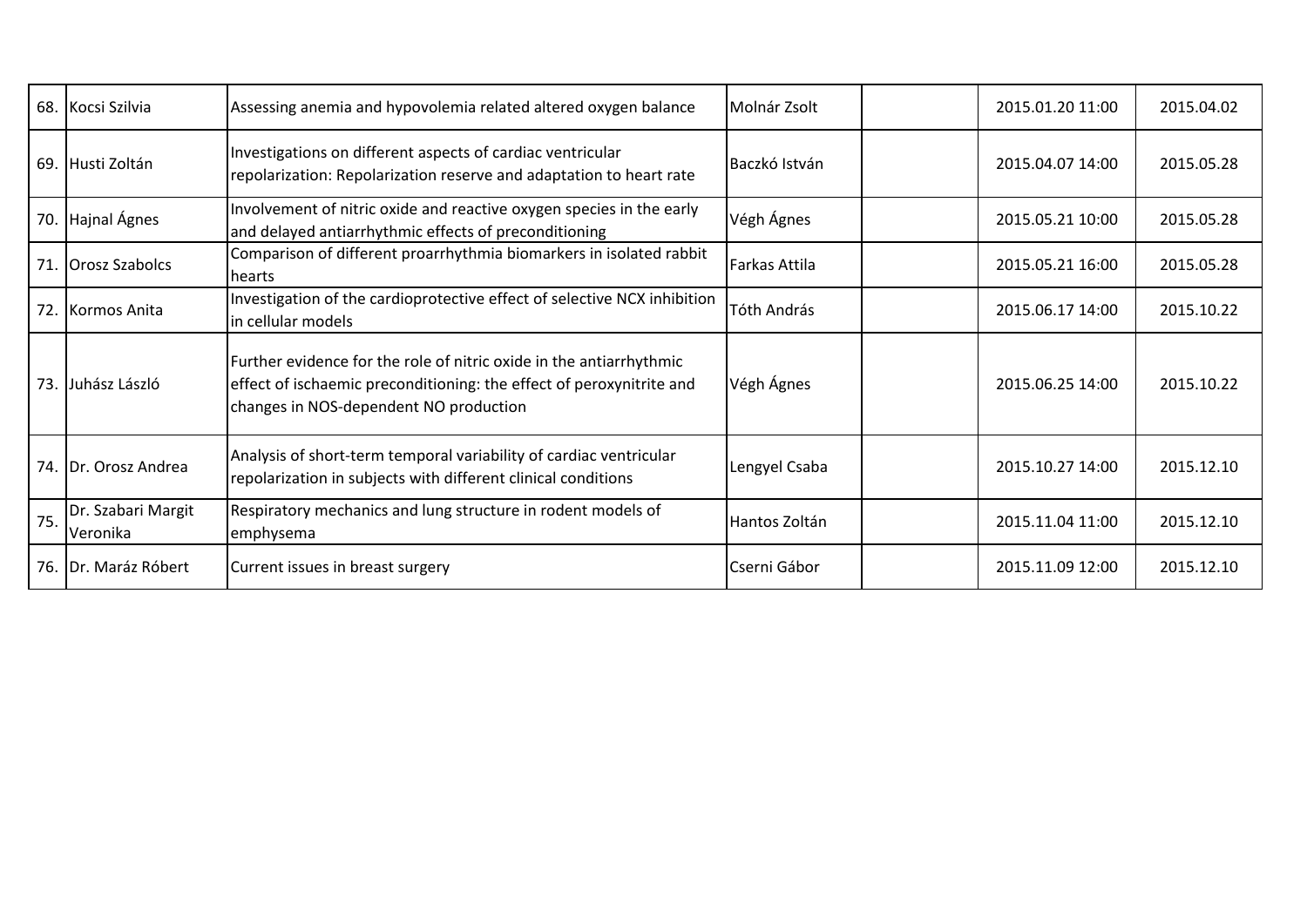| | | | | | | |
|---|---|---|---|---|---|---|
| 68. | Kocsi Szilvia | Assessing anemia and hypovolemia related altered oxygen balance | Molnár Zsolt | | 2015.01.20 11:00 | 2015.04.02 |
| 69. | Husti Zoltán | Investigations on different aspects of cardiac ventricular repolarization: Repolarization reserve and adaptation to heart rate | Baczkó István | | 2015.04.07 14:00 | 2015.05.28 |
| 70. | Hajnal Ágnes | Involvement of nitric oxide and reactive oxygen species in the early and delayed antiarrhythmic effects of preconditioning | Végh Ágnes | | 2015.05.21 10:00 | 2015.05.28 |
| 71. | Orosz Szabolcs | Comparison of different proarrhythmia biomarkers in isolated rabbit hearts | Farkas Attila | | 2015.05.21 16:00 | 2015.05.28 |
| 72. | Kormos Anita | Investigation of the cardioprotective effect of selective NCX inhibition in cellular models | Tóth András | | 2015.06.17 14:00 | 2015.10.22 |
| 73. | Juhász László | Further evidence for the role of nitric oxide in the antiarrhythmic effect of ischaemic preconditioning: the effect of peroxynitrite and changes in NOS-dependent NO production | Végh Ágnes | | 2015.06.25 14:00 | 2015.10.22 |
| 74. | Dr. Orosz Andrea | Analysis of short-term temporal variability of cardiac ventricular repolarization in subjects with different clinical conditions | Lengyel Csaba | | 2015.10.27 14:00 | 2015.12.10 |
| 75. | Dr. Szabari Margit Veronika | Respiratory mechanics and lung structure in rodent models of emphysema | Hantos Zoltán | | 2015.11.04 11:00 | 2015.12.10 |
| 76. | Dr. Maráz Róbert | Current issues in breast surgery | Cserni Gábor | | 2015.11.09 12:00 | 2015.12.10 |